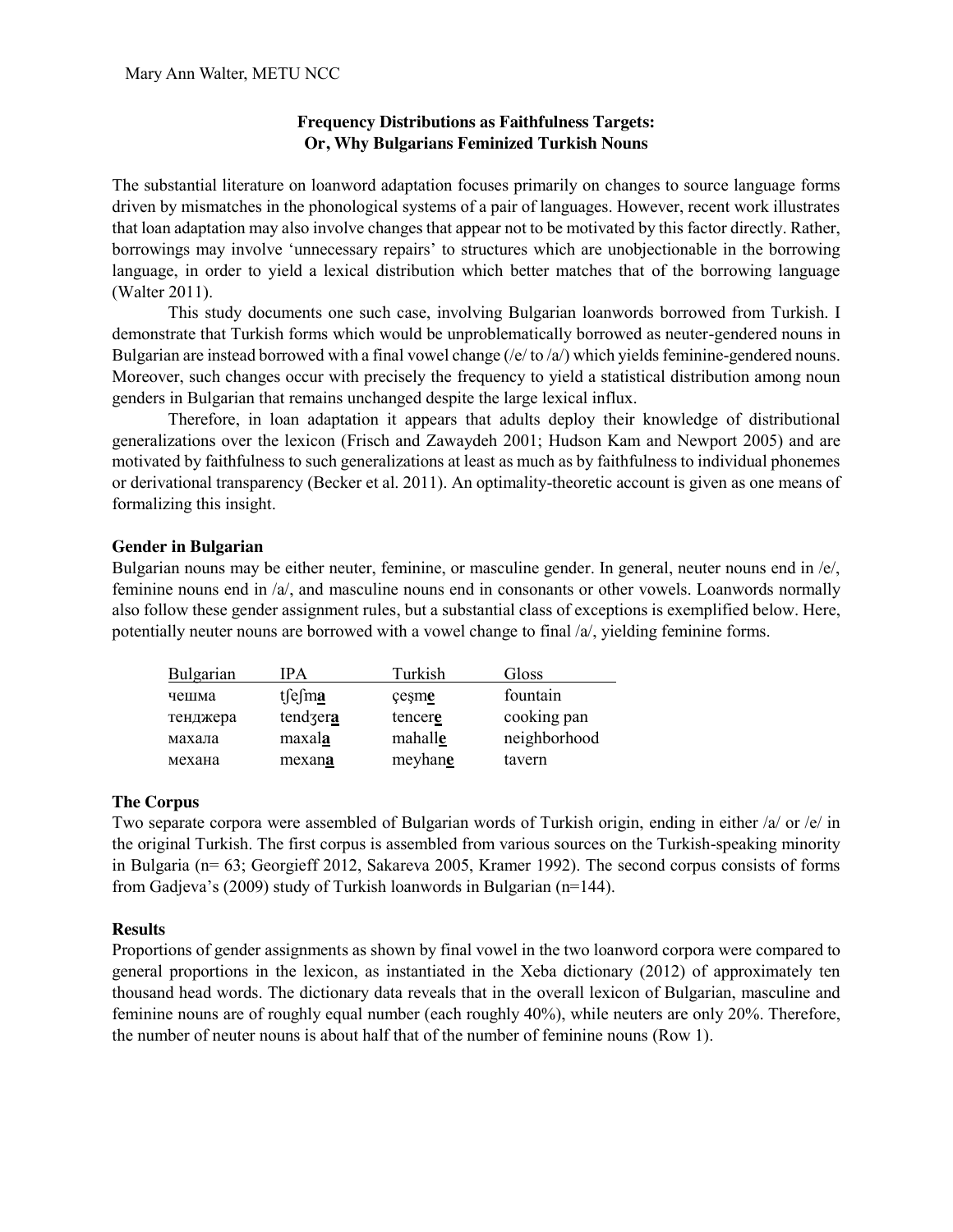Mary Ann Walter, METU NCC

# Frequency Distributions as Faithfulness Targets: Or, Why Bulgarians Feminized Turkish Nouns

The substantial literature on loanword adaptation focuses primarily on changes to source language forms driven by mismatches in the phonological systems of a pair of languages. However, recent work illustrates that loan adaptation may also involve changes that appear not to be motivated by this factor directly. Rather, borrowings may involve 'unnecessary repairs' to structures which are unobjectionable in the borrowing language, in order to yield a lexical distribution which better matches that of the borrowing language (Walter 2011).

This study documents one such case, involving Bulgarian loanwords borrowed from Turkish. I demonstrate that Turkish forms which would be unproblematically borrowed as neuter-gendered nouns in Bulgarian are instead borrowed with a final vowel change (/e/ to /a/) which yields feminine-gendered nouns. Moreover, such changes occur with precisely the frequency to yield a statistical distribution among noun genders in Bulgarian that remains unchanged despite the large lexical influx.

Therefore, in loan adaptation it appears that adults deploy their knowledge of distributional generalizations over the lexicon (Frisch and Zawaydeh 2001; Hudson Kam and Newport 2005) and are motivated by faithfulness to such generalizations at least as much as by faithfulness to individual phonemes or derivational transparency (Becker et al. 2011). An optimality-theoretic account is given as one means of formalizing this insight.

## Gender in Bulgarian

Bulgarian nouns may be either neuter, feminine, or masculine gender. In general, neuter nouns end in /e/, feminine nouns end in /a/, and masculine nouns end in consonants or other vowels. Loanwords normally also follow these gender assignment rules, but a substantial class of exceptions is exemplified below. Here, potentially neuter nouns are borrowed with a vowel change to final /a/, yielding feminine forms.

| Bulgarian | IPA | Turkish | Gloss |
|---|---|---|---|
| чешма | tʃeʃm**a** | çeşm**e** | fountain |
| тенджера | tendʒer**a** | tencer**e** | cooking pan |
| махала | maxal**a** | mahall**e** | neighborhood |
| механа | mexan**a** | meyhan**e** | tavern |

## The Corpus

Two separate corpora were assembled of Bulgarian words of Turkish origin, ending in either /a/ or /e/ in the original Turkish. The first corpus is assembled from various sources on the Turkish-speaking minority in Bulgaria (n= 63; Georgieff 2012, Sakareva 2005, Kramer 1992). The second corpus consists of forms from Gadjeva's (2009) study of Turkish loanwords in Bulgarian (n=144).

## Results

Proportions of gender assignments as shown by final vowel in the two loanword corpora were compared to general proportions in the lexicon, as instantiated in the Xeba dictionary (2012) of approximately ten thousand head words. The dictionary data reveals that in the overall lexicon of Bulgarian, masculine and feminine nouns are of roughly equal number (each roughly 40%), while neuters are only 20%. Therefore, the number of neuter nouns is about half that of the number of feminine nouns (Row 1).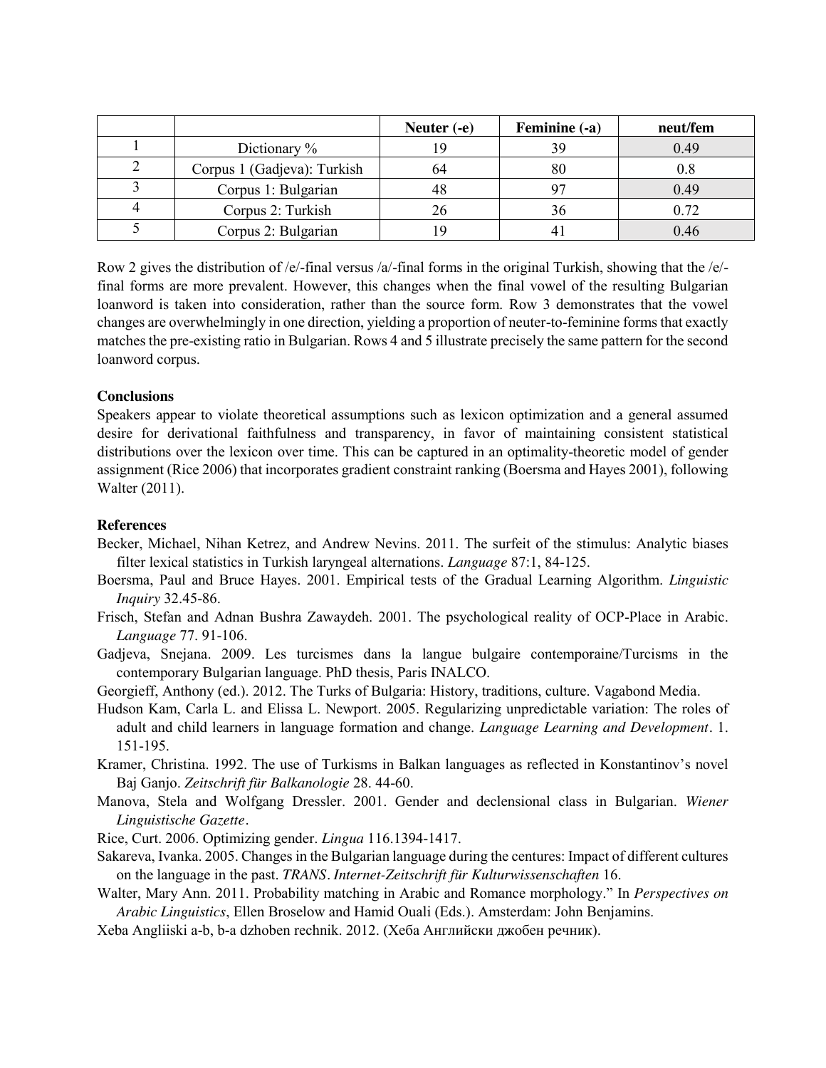| | | Neuter (-e) | Feminine (-a) | neut/fem |
|---|---|---|---|---|
| 1 | Dictionary % | 19 | 39 | 0.49 |
| 2 | Corpus 1 (Gadjeva): Turkish | 64 | 80 | 0.8 |
| 3 | Corpus 1: Bulgarian | 48 | 97 | 0.49 |
| 4 | Corpus 2: Turkish | 26 | 36 | 0.72 |
| 5 | Corpus 2: Bulgarian | 19 | 41 | 0.46 |

Row 2 gives the distribution of /e/-final versus /a/-final forms in the original Turkish, showing that the /e/-final forms are more prevalent. However, this changes when the final vowel of the resulting Bulgarian loanword is taken into consideration, rather than the source form. Row 3 demonstrates that the vowel changes are overwhelmingly in one direction, yielding a proportion of neuter-to-feminine forms that exactly matches the pre-existing ratio in Bulgarian. Rows 4 and 5 illustrate precisely the same pattern for the second loanword corpus.

**Conclusions**

Speakers appear to violate theoretical assumptions such as lexicon optimization and a general assumed desire for derivational faithfulness and transparency, in favor of maintaining consistent statistical distributions over the lexicon over time. This can be captured in an optimality-theoretic model of gender assignment (Rice 2006) that incorporates gradient constraint ranking (Boersma and Hayes 2001), following Walter (2011).

**References**

Becker, Michael, Nihan Ketrez, and Andrew Nevins. 2011. The surfeit of the stimulus: Analytic biases filter lexical statistics in Turkish laryngeal alternations. *Language* 87:1, 84-125.

Boersma, Paul and Bruce Hayes. 2001. Empirical tests of the Gradual Learning Algorithm. *Linguistic Inquiry* 32.45-86.

Frisch, Stefan and Adnan Bushra Zawaydeh. 2001. The psychological reality of OCP-Place in Arabic. *Language* 77. 91-106.

Gadjeva, Snejana. 2009. Les turcismes dans la langue bulgaire contemporaine/Turcisms in the contemporary Bulgarian language. PhD thesis, Paris INALCO.

Georgieff, Anthony (ed.). 2012. The Turks of Bulgaria: History, traditions, culture. Vagabond Media.

Hudson Kam, Carla L. and Elissa L. Newport. 2005. Regularizing unpredictable variation: The roles of adult and child learners in language formation and change. *Language Learning and Development*. 1. 151-195.

Kramer, Christina. 1992. The use of Turkisms in Balkan languages as reflected in Konstantinov's novel Baj Ganjo. *Zeitschrift für Balkanologie* 28. 44-60.

Manova, Stela and Wolfgang Dressler. 2001. Gender and declensional class in Bulgarian. *Wiener Linguistische Gazette*.

Rice, Curt. 2006. Optimizing gender. *Lingua* 116.1394-1417.

Sakareva, Ivanka. 2005. Changes in the Bulgarian language during the centures: Impact of different cultures on the language in the past. *TRANS*. *Internet-Zeitschrift für Kulturwissenschaften* 16.

Walter, Mary Ann. 2011. Probability matching in Arabic and Romance morphology." In *Perspectives on Arabic Linguistics*, Ellen Broselow and Hamid Ouali (Eds.). Amsterdam: John Benjamins.

Xeba Angliiski a-b, b-a dzhoben rechnik. 2012. (Хеба Английски джобен речник).